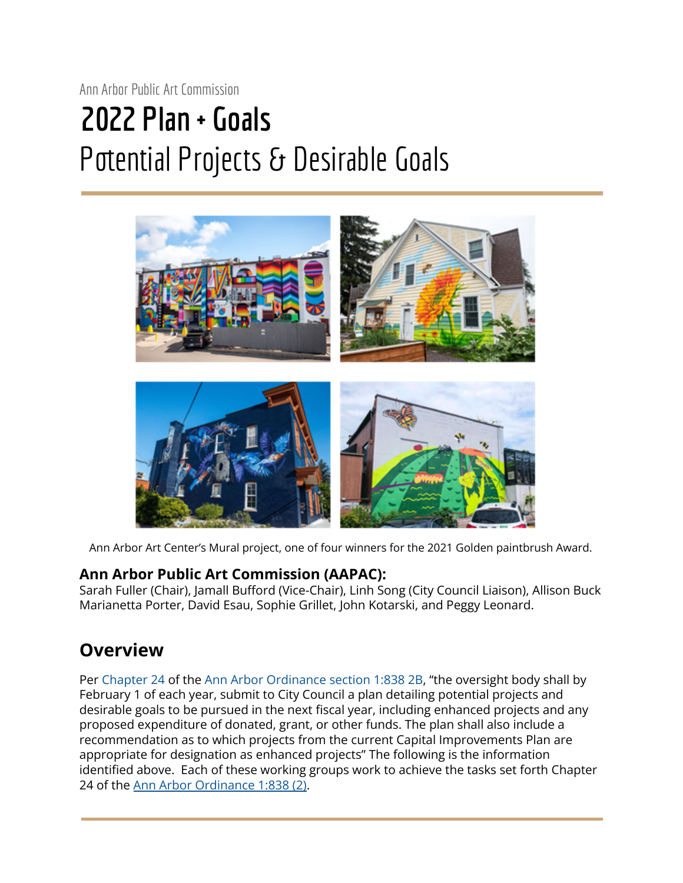Ann Arbor Public Art Commission

# 2022 Plan + Goals

# Potential Projects & Desirable Goals

Ann Arbor Art Center's Mural project, one of four winners for the 2021 Golden paintbrush Award.

**Ann Arbor Public Art Commission (AAPAC):**
Sarah Fuller (Chair), Jamall Bufford (Vice-Chair), Linh Song (City Council Liaison), Allison Buck Marianetta Porter, David Esau, Sophie Grillet, John Kotarski, and Peggy Leonard.

## Overview

Per Chapter 24 of the Ann Arbor Ordinance section 1:838 2B, "the oversight body shall by February 1 of each year, submit to City Council a plan detailing potential projects and desirable goals to be pursued in the next fiscal year, including enhanced projects and any proposed expenditure of donated, grant, or other funds. The plan shall also include a recommendation as to which projects from the current Capital Improvements Plan are appropriate for designation as enhanced projects" The following is the information identified above. Each of these working groups work to achieve the tasks set forth Chapter 24 of the Ann Arbor Ordinance 1:838 (2).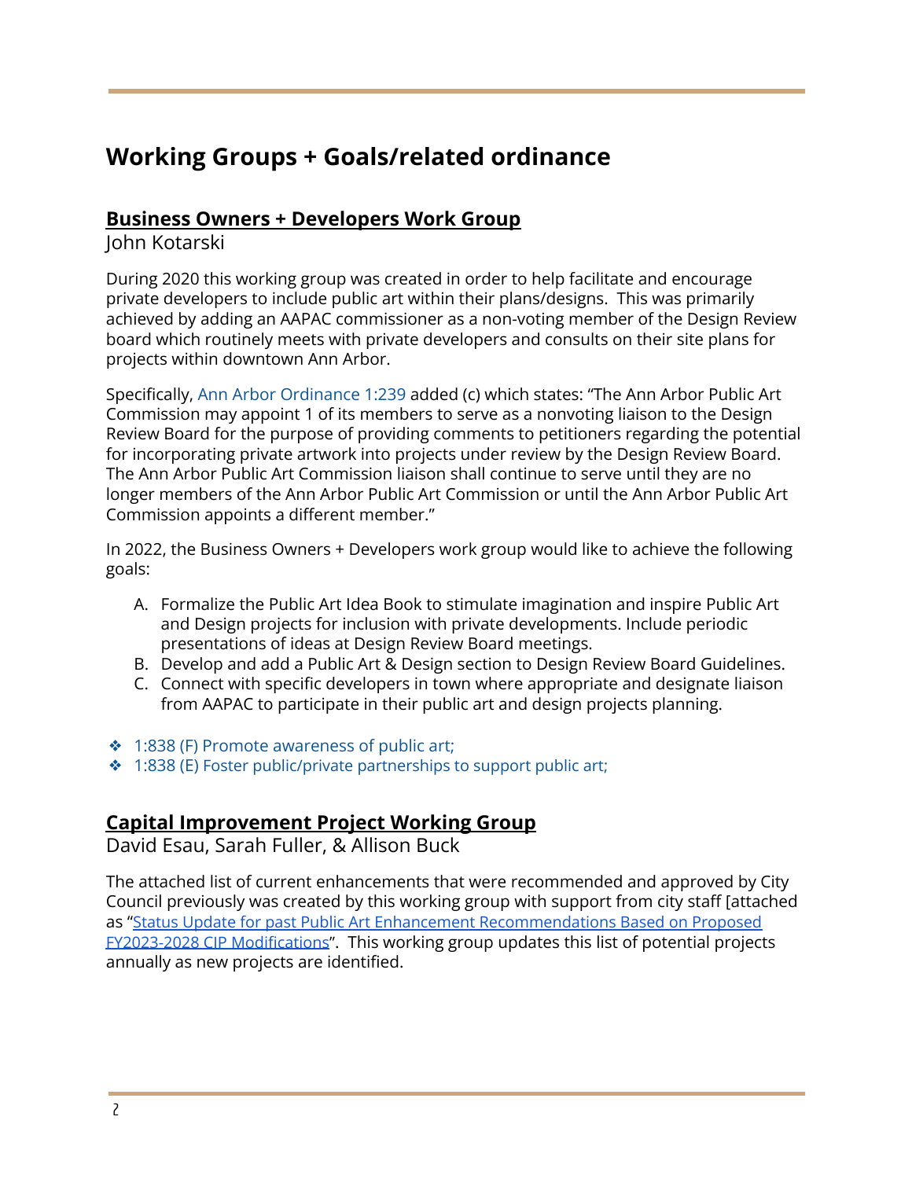## Working Groups + Goals/related ordinance

### Business Owners + Developers Work Group

John Kotarski

During 2020 this working group was created in order to help facilitate and encourage private developers to include public art within their plans/designs. This was primarily achieved by adding an AAPAC commissioner as a non-voting member of the Design Review board which routinely meets with private developers and consults on their site plans for projects within downtown Ann Arbor.

Specifically, Ann Arbor Ordinance 1:239 added (c) which states: "The Ann Arbor Public Art Commission may appoint 1 of its members to serve as a nonvoting liaison to the Design Review Board for the purpose of providing comments to petitioners regarding the potential for incorporating private artwork into projects under review by the Design Review Board. The Ann Arbor Public Art Commission liaison shall continue to serve until they are no longer members of the Ann Arbor Public Art Commission or until the Ann Arbor Public Art Commission appoints a different member."

In 2022, the Business Owners + Developers work group would like to achieve the following goals:

A. Formalize the Public Art Idea Book to stimulate imagination and inspire Public Art and Design projects for inclusion with private developments. Include periodic presentations of ideas at Design Review Board meetings.
B. Develop and add a Public Art & Design section to Design Review Board Guidelines.
C. Connect with specific developers in town where appropriate and designate liaison from AAPAC to participate in their public art and design projects planning.

- 1:838 (F) Promote awareness of public art;
- 1:838 (E) Foster public/private partnerships to support public art;

### Capital Improvement Project Working Group

David Esau, Sarah Fuller, & Allison Buck

The attached list of current enhancements that were recommended and approved by City Council previously was created by this working group with support from city staff [attached as "Status Update for past Public Art Enhancement Recommendations Based on Proposed FY2023-2028 CIP Modifications". This working group updates this list of potential projects annually as new projects are identified.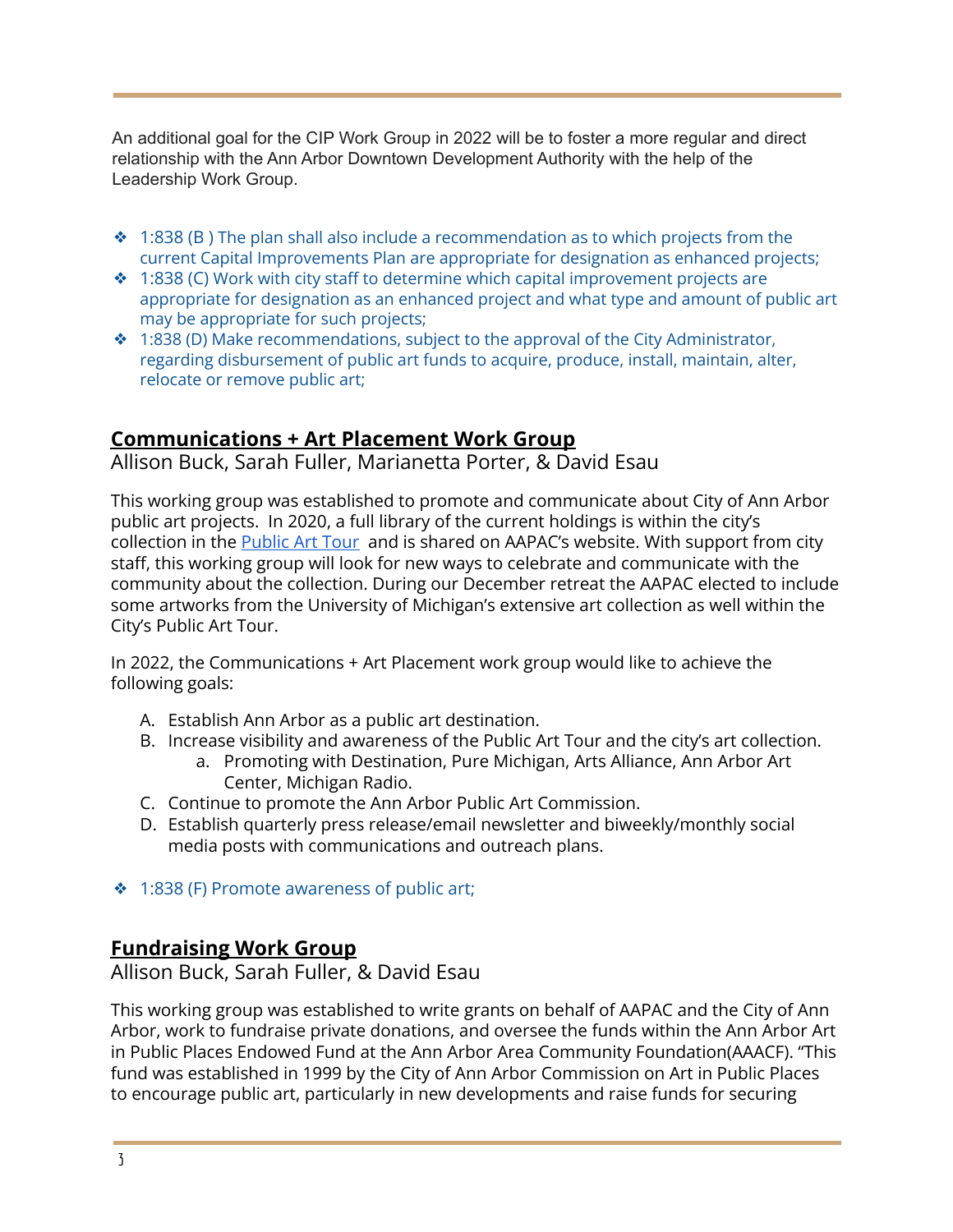An additional goal for the CIP Work Group in 2022 will be to foster a more regular and direct relationship with the Ann Arbor Downtown Development Authority with the help of the Leadership Work Group.

- ❖ 1:838 (B ) The plan shall also include a recommendation as to which projects from the current Capital Improvements Plan are appropriate for designation as enhanced projects;
- ❖ 1:838 (C) Work with city staff to determine which capital improvement projects are appropriate for designation as an enhanced project and what type and amount of public art may be appropriate for such projects;
- ❖ 1:838 (D) Make recommendations, subject to the approval of the City Administrator, regarding disbursement of public art funds to acquire, produce, install, maintain, alter, relocate or remove public art;

## Communications + Art Placement Work Group

Allison Buck, Sarah Fuller, Marianetta Porter, & David Esau

This working group was established to promote and communicate about City of Ann Arbor public art projects. In 2020, a full library of the current holdings is within the city's collection in the Public Art Tour and is shared on AAPAC's website. With support from city staff, this working group will look for new ways to celebrate and communicate with the community about the collection. During our December retreat the AAPAC elected to include some artworks from the University of Michigan's extensive art collection as well within the City's Public Art Tour.

In 2022, the Communications + Art Placement work group would like to achieve the following goals:

A. Establish Ann Arbor as a public art destination.
B. Increase visibility and awareness of the Public Art Tour and the city's art collection.
    a. Promoting with Destination, Pure Michigan, Arts Alliance, Ann Arbor Art Center, Michigan Radio.
C. Continue to promote the Ann Arbor Public Art Commission.
D. Establish quarterly press release/email newsletter and biweekly/monthly social media posts with communications and outreach plans.

- ❖ 1:838 (F) Promote awareness of public art;

## Fundraising Work Group

Allison Buck, Sarah Fuller, & David Esau

This working group was established to write grants on behalf of AAPAC and the City of Ann Arbor, work to fundraise private donations, and oversee the funds within the Ann Arbor Art in Public Places Endowed Fund at the Ann Arbor Area Community Foundation(AAACF). "This fund was established in 1999 by the City of Ann Arbor Commission on Art in Public Places to encourage public art, particularly in new developments and raise funds for securing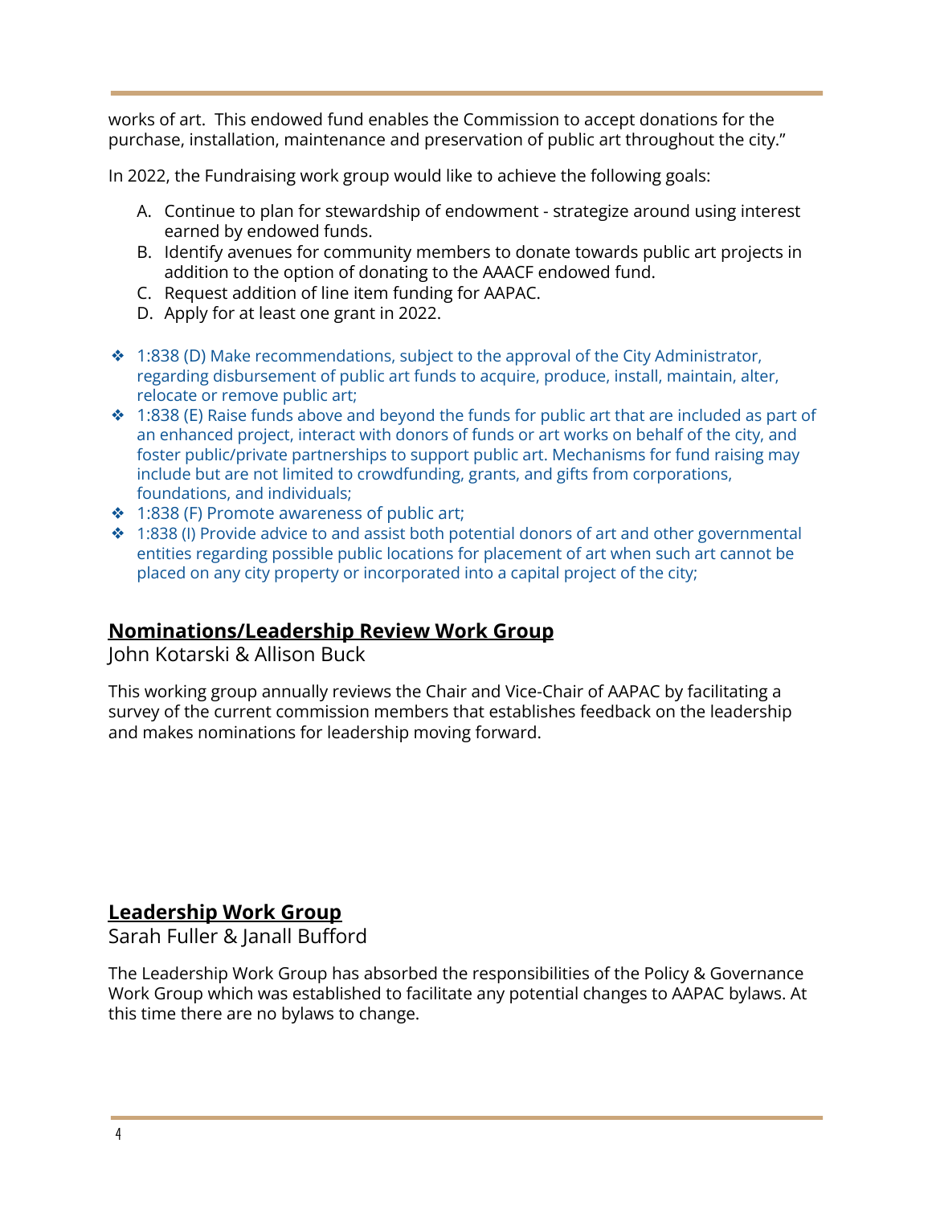works of art. This endowed fund enables the Commission to accept donations for the purchase, installation, maintenance and preservation of public art throughout the city."

In 2022, the Fundraising work group would like to achieve the following goals:

A. Continue to plan for stewardship of endowment - strategize around using interest earned by endowed funds.
B. Identify avenues for community members to donate towards public art projects in addition to the option of donating to the AAACF endowed fund.
C. Request addition of line item funding for AAPAC.
D. Apply for at least one grant in 2022.

- 1:838 (D) Make recommendations, subject to the approval of the City Administrator, regarding disbursement of public art funds to acquire, produce, install, maintain, alter, relocate or remove public art;
- 1:838 (E) Raise funds above and beyond the funds for public art that are included as part of an enhanced project, interact with donors of funds or art works on behalf of the city, and foster public/private partnerships to support public art. Mechanisms for fund raising may include but are not limited to crowdfunding, grants, and gifts from corporations, foundations, and individuals;
- 1:838 (F) Promote awareness of public art;
- 1:838 (I) Provide advice to and assist both potential donors of art and other governmental entities regarding possible public locations for placement of art when such art cannot be placed on any city property or incorporated into a capital project of the city;

## Nominations/Leadership Review Work Group

John Kotarski & Allison Buck

This working group annually reviews the Chair and Vice-Chair of AAPAC by facilitating a survey of the current commission members that establishes feedback on the leadership and makes nominations for leadership moving forward.

## Leadership Work Group

Sarah Fuller & Janall Bufford

The Leadership Work Group has absorbed the responsibilities of the Policy & Governance Work Group which was established to facilitate any potential changes to AAPAC bylaws. At this time there are no bylaws to change.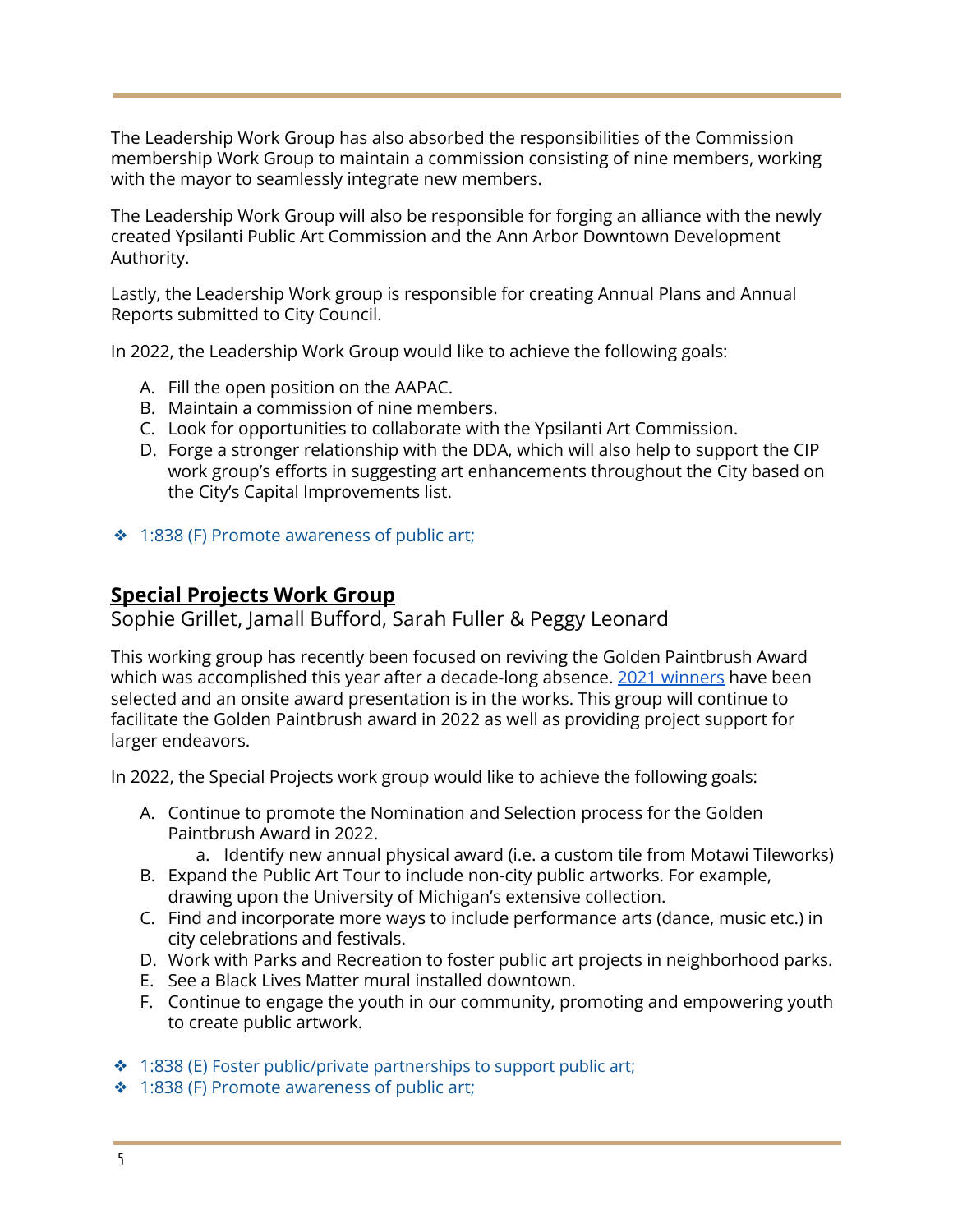The Leadership Work Group has also absorbed the responsibilities of the Commission membership Work Group to maintain a commission consisting of nine members, working with the mayor to seamlessly integrate new members.

The Leadership Work Group will also be responsible for forging an alliance with the newly created Ypsilanti Public Art Commission and the Ann Arbor Downtown Development Authority.

Lastly, the Leadership Work group is responsible for creating Annual Plans and Annual Reports submitted to City Council.

In 2022, the Leadership Work Group would like to achieve the following goals:

A. Fill the open position on the AAPAC.
B. Maintain a commission of nine members.
C. Look for opportunities to collaborate with the Ypsilanti Art Commission.
D. Forge a stronger relationship with the DDA, which will also help to support the CIP work group's efforts in suggesting art enhancements throughout the City based on the City's Capital Improvements list.

- ❖ 1:838 (F) Promote awareness of public art;

## Special Projects Work Group

Sophie Grillet, Jamall Bufford, Sarah Fuller & Peggy Leonard

This working group has recently been focused on reviving the Golden Paintbrush Award which was accomplished this year after a decade-long absence. 2021 winners have been selected and an onsite award presentation is in the works. This group will continue to facilitate the Golden Paintbrush award in 2022 as well as providing project support for larger endeavors.

In 2022, the Special Projects work group would like to achieve the following goals:

A. Continue to promote the Nomination and Selection process for the Golden Paintbrush Award in 2022.
    a. Identify new annual physical award (i.e. a custom tile from Motawi Tileworks)
B. Expand the Public Art Tour to include non-city public artworks. For example, drawing upon the University of Michigan's extensive collection.
C. Find and incorporate more ways to include performance arts (dance, music etc.) in city celebrations and festivals.
D. Work with Parks and Recreation to foster public art projects in neighborhood parks.
E. See a Black Lives Matter mural installed downtown.
F. Continue to engage the youth in our community, promoting and empowering youth to create public artwork.

- ❖ 1:838 (E) Foster public/private partnerships to support public art;
- ❖ 1:838 (F) Promote awareness of public art;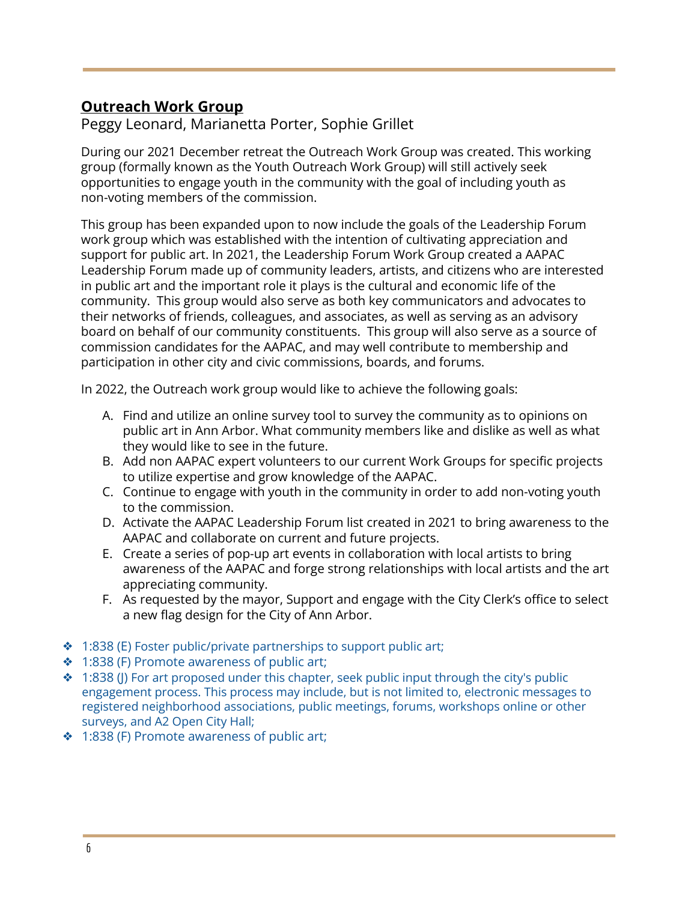## Outreach Work Group

Peggy Leonard, Marianetta Porter, Sophie Grillet

During our 2021 December retreat the Outreach Work Group was created. This working group (formally known as the Youth Outreach Work Group) will still actively seek opportunities to engage youth in the community with the goal of including youth as non-voting members of the commission.

This group has been expanded upon to now include the goals of the Leadership Forum work group which was established with the intention of cultivating appreciation and support for public art. In 2021, the Leadership Forum Work Group created a AAPAC Leadership Forum made up of community leaders, artists, and citizens who are interested in public art and the important role it plays is the cultural and economic life of the community. This group would also serve as both key communicators and advocates to their networks of friends, colleagues, and associates, as well as serving as an advisory board on behalf of our community constituents. This group will also serve as a source of commission candidates for the AAPAC, and may well contribute to membership and participation in other city and civic commissions, boards, and forums.

In 2022, the Outreach work group would like to achieve the following goals:

A. Find and utilize an online survey tool to survey the community as to opinions on public art in Ann Arbor. What community members like and dislike as well as what they would like to see in the future.
B. Add non AAPAC expert volunteers to our current Work Groups for specific projects to utilize expertise and grow knowledge of the AAPAC.
C. Continue to engage with youth in the community in order to add non-voting youth to the commission.
D. Activate the AAPAC Leadership Forum list created in 2021 to bring awareness to the AAPAC and collaborate on current and future projects.
E. Create a series of pop-up art events in collaboration with local artists to bring awareness of the AAPAC and forge strong relationships with local artists and the art appreciating community.
F. As requested by the mayor, Support and engage with the City Clerk's office to select a new flag design for the City of Ann Arbor.

- 1:838 (E) Foster public/private partnerships to support public art;
- 1:838 (F) Promote awareness of public art;
- 1:838 (J) For art proposed under this chapter, seek public input through the city's public engagement process. This process may include, but is not limited to, electronic messages to registered neighborhood associations, public meetings, forums, workshops online or other surveys, and A2 Open City Hall;
- 1:838 (F) Promote awareness of public art;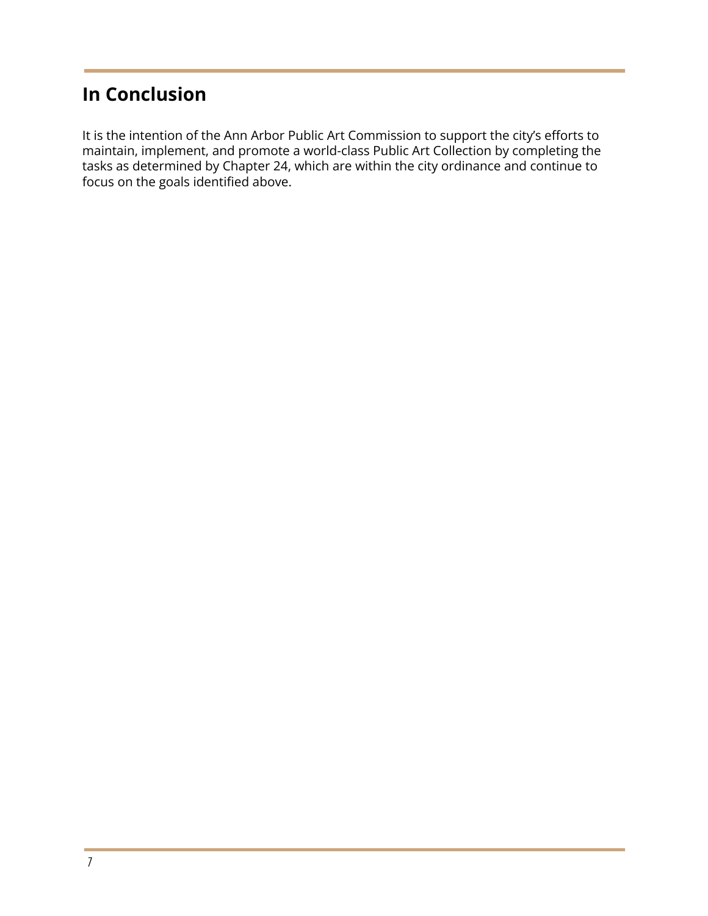## In Conclusion

It is the intention of the Ann Arbor Public Art Commission to support the city’s efforts to maintain, implement, and promote a world-class Public Art Collection by completing the tasks as determined by Chapter 24, which are within the city ordinance and continue to focus on the goals identified above.